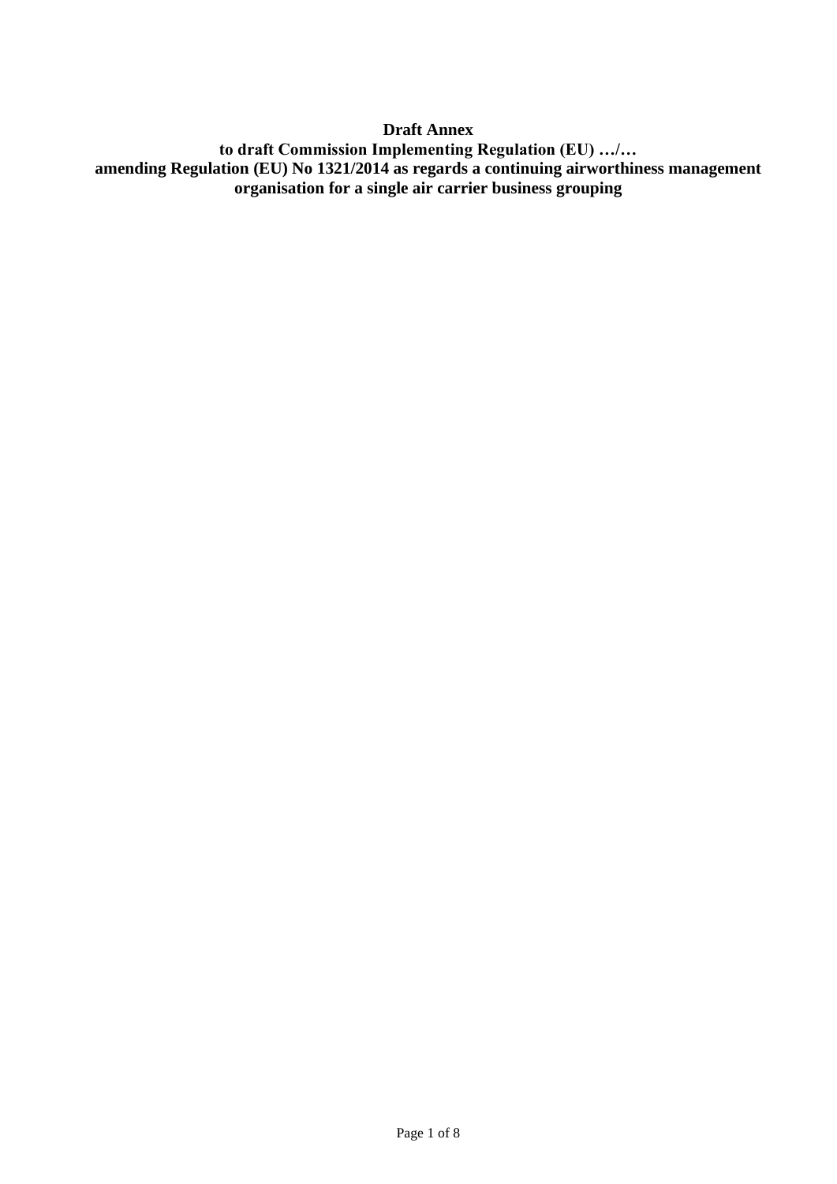**Draft Annex**
**to draft Commission Implementing Regulation (EU) …/…**
**amending Regulation (EU) No 1321/2014 as regards a continuing airworthiness management organisation for a single air carrier business grouping**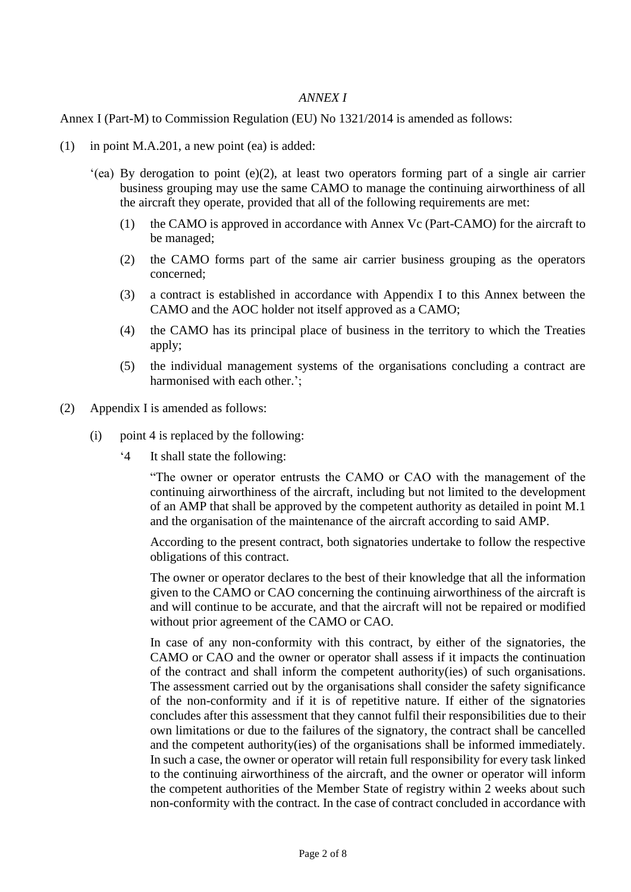*ANNEX I*

Annex I (Part-M) to Commission Regulation (EU) No 1321/2014 is amended as follows:

(1) in point M.A.201, a new point (ea) is added:

> '(ea) By derogation to point (e)(2), at least two operators forming part of a single air carrier business grouping may use the same CAMO to manage the continuing airworthiness of all the aircraft they operate, provided that all of the following requirements are met:
>
> (1) the CAMO is approved in accordance with Annex Vc (Part-CAMO) for the aircraft to be managed;
>
> (2) the CAMO forms part of the same air carrier business grouping as the operators concerned;
>
> (3) a contract is established in accordance with Appendix I to this Annex between the CAMO and the AOC holder not itself approved as a CAMO;
>
> (4) the CAMO has its principal place of business in the territory to which the Treaties apply;
>
> (5) the individual management systems of the organisations concluding a contract are harmonised with each other.';

(2) Appendix I is amended as follows:

> (i) point 4 is replaced by the following:
>
> '4 It shall state the following:
>
> "The owner or operator entrusts the CAMO or CAO with the management of the continuing airworthiness of the aircraft, including but not limited to the development of an AMP that shall be approved by the competent authority as detailed in point M.1 and the organisation of the maintenance of the aircraft according to said AMP.
>
> According to the present contract, both signatories undertake to follow the respective obligations of this contract.
>
> The owner or operator declares to the best of their knowledge that all the information given to the CAMO or CAO concerning the continuing airworthiness of the aircraft is and will continue to be accurate, and that the aircraft will not be repaired or modified without prior agreement of the CAMO or CAO.
>
> In case of any non-conformity with this contract, by either of the signatories, the CAMO or CAO and the owner or operator shall assess if it impacts the continuation of the contract and shall inform the competent authority(ies) of such organisations. The assessment carried out by the organisations shall consider the safety significance of the non-conformity and if it is of repetitive nature. If either of the signatories concludes after this assessment that they cannot fulfil their responsibilities due to their own limitations or due to the failures of the signatory, the contract shall be cancelled and the competent authority(ies) of the organisations shall be informed immediately. In such a case, the owner or operator will retain full responsibility for every task linked to the continuing airworthiness of the aircraft, and the owner or operator will inform the competent authorities of the Member State of registry within 2 weeks about such non-conformity with the contract. In the case of contract concluded in accordance with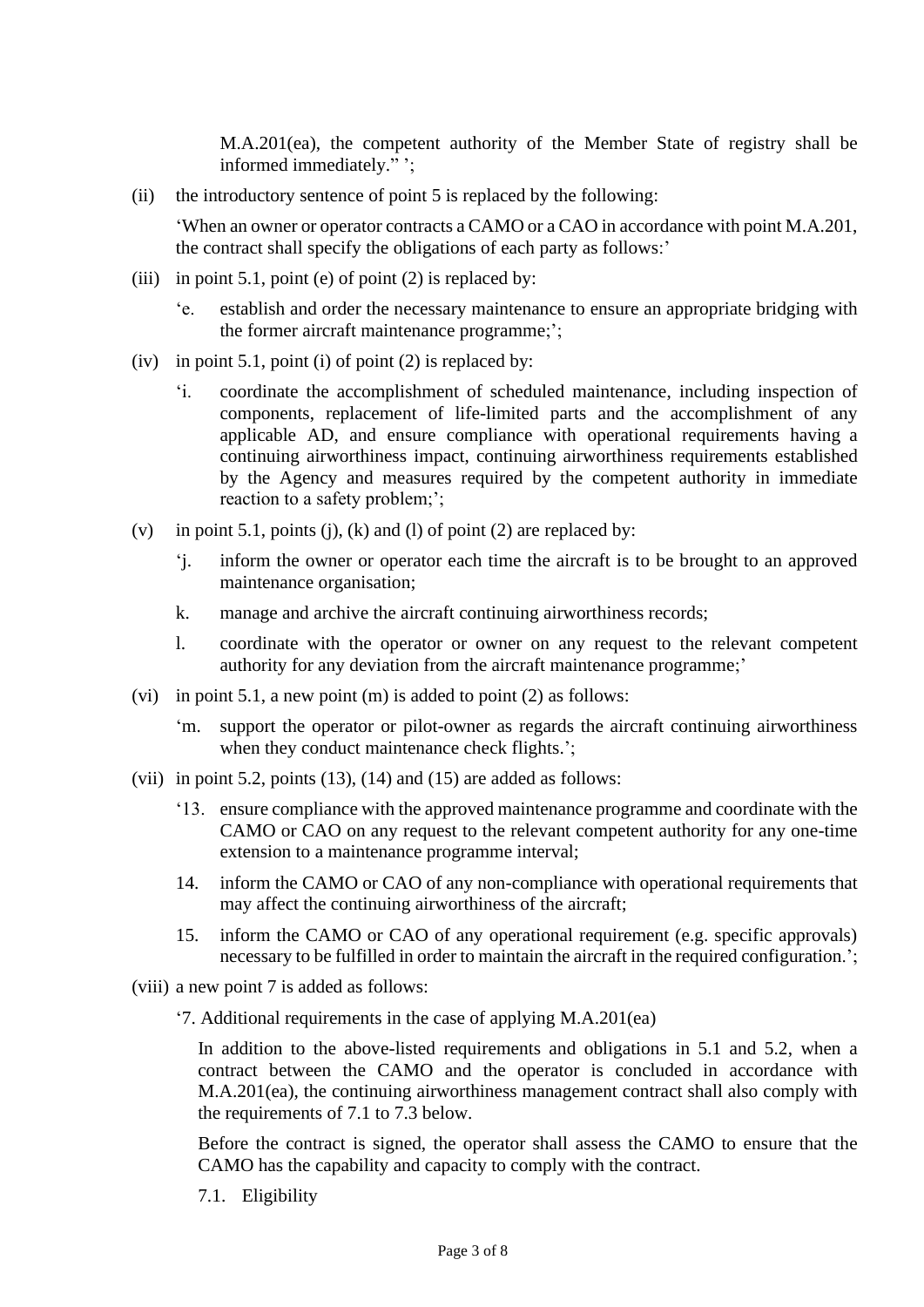M.A.201(ea), the competent authority of the Member State of registry shall be informed immediately." ';

(ii) the introductory sentence of point 5 is replaced by the following:

'When an owner or operator contracts a CAMO or a CAO in accordance with point M.A.201, the contract shall specify the obligations of each party as follows:'

(iii) in point 5.1, point (e) of point (2) is replaced by:

'e. establish and order the necessary maintenance to ensure an appropriate bridging with the former aircraft maintenance programme;';

(iv) in point 5.1, point (i) of point (2) is replaced by:

'i. coordinate the accomplishment of scheduled maintenance, including inspection of components, replacement of life-limited parts and the accomplishment of any applicable AD, and ensure compliance with operational requirements having a continuing airworthiness impact, continuing airworthiness requirements established by the Agency and measures required by the competent authority in immediate reaction to a safety problem;';

(v) in point 5.1, points (j), (k) and (l) of point (2) are replaced by:

'j. inform the owner or operator each time the aircraft is to be brought to an approved maintenance organisation;

k. manage and archive the aircraft continuing airworthiness records;

l. coordinate with the operator or owner on any request to the relevant competent authority for any deviation from the aircraft maintenance programme;'

(vi) in point 5.1, a new point (m) is added to point (2) as follows:

'm. support the operator or pilot-owner as regards the aircraft continuing airworthiness when they conduct maintenance check flights.';

(vii) in point 5.2, points (13), (14) and (15) are added as follows:

'13. ensure compliance with the approved maintenance programme and coordinate with the CAMO or CAO on any request to the relevant competent authority for any one-time extension to a maintenance programme interval;

14. inform the CAMO or CAO of any non-compliance with operational requirements that may affect the continuing airworthiness of the aircraft;

15. inform the CAMO or CAO of any operational requirement (e.g. specific approvals) necessary to be fulfilled in order to maintain the aircraft in the required configuration.';

(viii) a new point 7 is added as follows:

'7. Additional requirements in the case of applying M.A.201(ea)

In addition to the above-listed requirements and obligations in 5.1 and 5.2, when a contract between the CAMO and the operator is concluded in accordance with M.A.201(ea), the continuing airworthiness management contract shall also comply with the requirements of 7.1 to 7.3 below.

Before the contract is signed, the operator shall assess the CAMO to ensure that the CAMO has the capability and capacity to comply with the contract.

7.1. Eligibility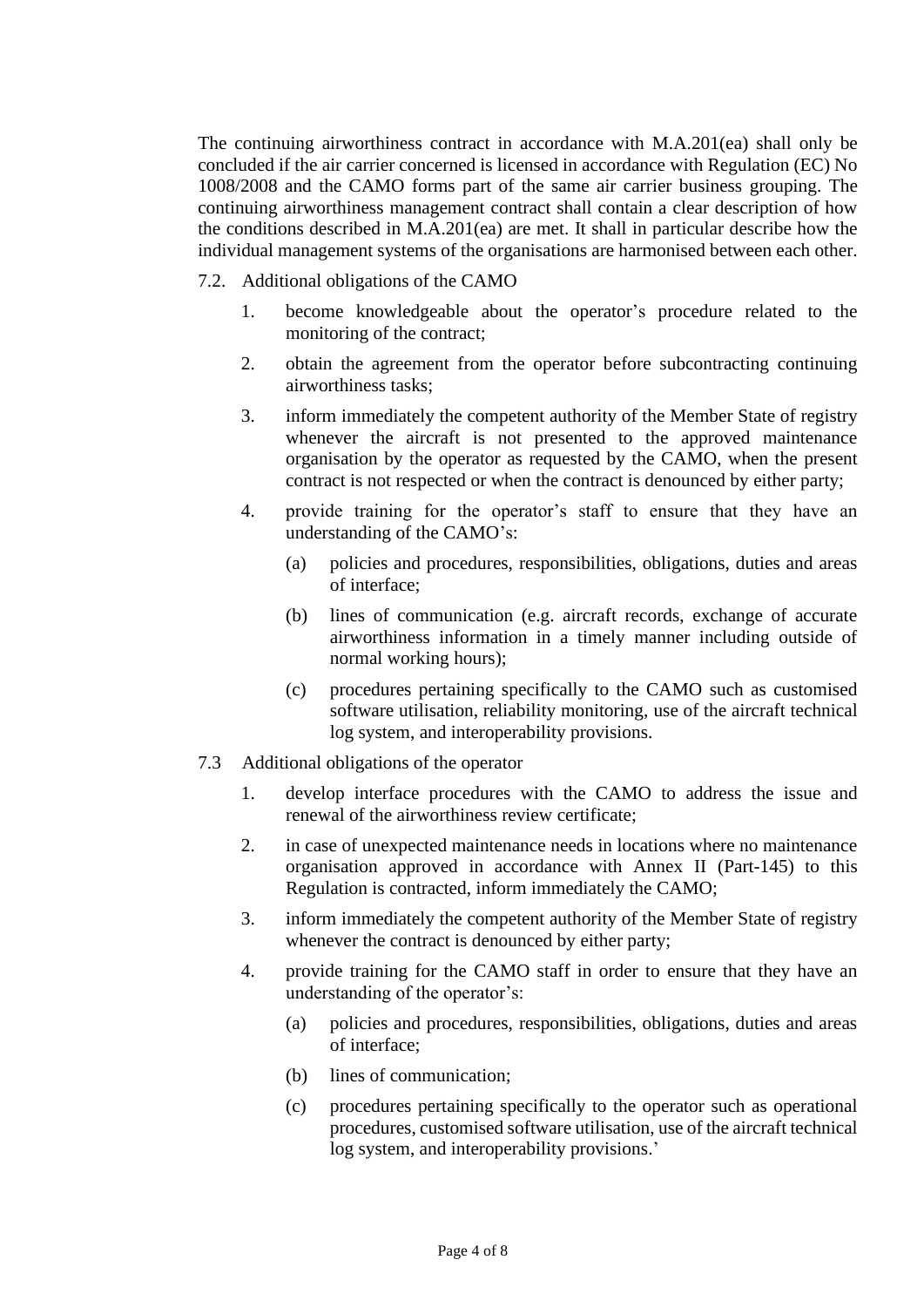The continuing airworthiness contract in accordance with M.A.201(ea) shall only be concluded if the air carrier concerned is licensed in accordance with Regulation (EC) No 1008/2008 and the CAMO forms part of the same air carrier business grouping. The continuing airworthiness management contract shall contain a clear description of how the conditions described in M.A.201(ea) are met. It shall in particular describe how the individual management systems of the organisations are harmonised between each other.

7.2. Additional obligations of the CAMO

1. become knowledgeable about the operator's procedure related to the monitoring of the contract;
2. obtain the agreement from the operator before subcontracting continuing airworthiness tasks;
3. inform immediately the competent authority of the Member State of registry whenever the aircraft is not presented to the approved maintenance organisation by the operator as requested by the CAMO, when the present contract is not respected or when the contract is denounced by either party;
4. provide training for the operator's staff to ensure that they have an understanding of the CAMO's:
   (a) policies and procedures, responsibilities, obligations, duties and areas of interface;
   (b) lines of communication (e.g. aircraft records, exchange of accurate airworthiness information in a timely manner including outside of normal working hours);
   (c) procedures pertaining specifically to the CAMO such as customised software utilisation, reliability monitoring, use of the aircraft technical log system, and interoperability provisions.

7.3 Additional obligations of the operator

1. develop interface procedures with the CAMO to address the issue and renewal of the airworthiness review certificate;
2. in case of unexpected maintenance needs in locations where no maintenance organisation approved in accordance with Annex II (Part-145) to this Regulation is contracted, inform immediately the CAMO;
3. inform immediately the competent authority of the Member State of registry whenever the contract is denounced by either party;
4. provide training for the CAMO staff in order to ensure that they have an understanding of the operator's:
   (a) policies and procedures, responsibilities, obligations, duties and areas of interface;
   (b) lines of communication;
   (c) procedures pertaining specifically to the operator such as operational procedures, customised software utilisation, use of the aircraft technical log system, and interoperability provisions.'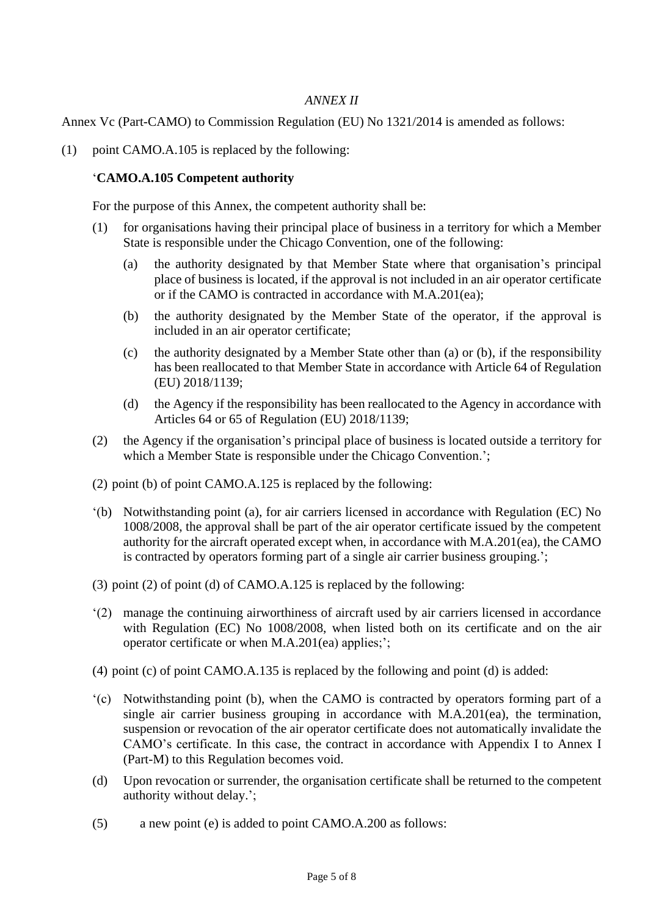*ANNEX II*

Annex Vc (Part-CAMO) to Commission Regulation (EU) No 1321/2014 is amended as follows:

(1) point CAMO.A.105 is replaced by the following:

'**CAMO.A.105 Competent authority**

For the purpose of this Annex, the competent authority shall be:

(1) for organisations having their principal place of business in a territory for which a Member State is responsible under the Chicago Convention, one of the following:

   (a) the authority designated by that Member State where that organisation's principal place of business is located, if the approval is not included in an air operator certificate or if the CAMO is contracted in accordance with M.A.201(ea);

   (b) the authority designated by the Member State of the operator, if the approval is included in an air operator certificate;

   (c) the authority designated by a Member State other than (a) or (b), if the responsibility has been reallocated to that Member State in accordance with Article 64 of Regulation (EU) 2018/1139;

   (d) the Agency if the responsibility has been reallocated to the Agency in accordance with Articles 64 or 65 of Regulation (EU) 2018/1139;

(2) the Agency if the organisation's principal place of business is located outside a territory for which a Member State is responsible under the Chicago Convention.';

(2) point (b) of point CAMO.A.125 is replaced by the following:

'(b) Notwithstanding point (a), for air carriers licensed in accordance with Regulation (EC) No 1008/2008, the approval shall be part of the air operator certificate issued by the competent authority for the aircraft operated except when, in accordance with M.A.201(ea), the CAMO is contracted by operators forming part of a single air carrier business grouping.';

(3) point (2) of point (d) of CAMO.A.125 is replaced by the following:

'(2) manage the continuing airworthiness of aircraft used by air carriers licensed in accordance with Regulation (EC) No 1008/2008, when listed both on its certificate and on the air operator certificate or when M.A.201(ea) applies;';

(4) point (c) of point CAMO.A.135 is replaced by the following and point (d) is added:

'(c) Notwithstanding point (b), when the CAMO is contracted by operators forming part of a single air carrier business grouping in accordance with M.A.201(ea), the termination, suspension or revocation of the air operator certificate does not automatically invalidate the CAMO's certificate. In this case, the contract in accordance with Appendix I to Annex I (Part-M) to this Regulation becomes void.

(d) Upon revocation or surrender, the organisation certificate shall be returned to the competent authority without delay.';

(5) a new point (e) is added to point CAMO.A.200 as follows: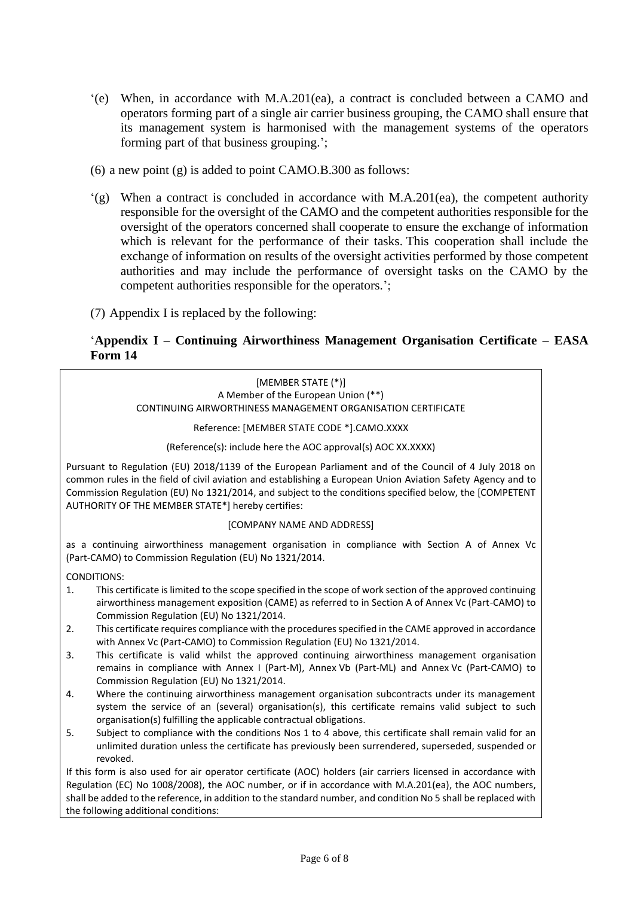'(e) When, in accordance with M.A.201(ea), a contract is concluded between a CAMO and operators forming part of a single air carrier business grouping, the CAMO shall ensure that its management system is harmonised with the management systems of the operators forming part of that business grouping.';

(6) a new point (g) is added to point CAMO.B.300 as follows:

'(g) When a contract is concluded in accordance with M.A.201(ea), the competent authority responsible for the oversight of the CAMO and the competent authorities responsible for the oversight of the operators concerned shall cooperate to ensure the exchange of information which is relevant for the performance of their tasks. This cooperation shall include the exchange of information on results of the oversight activities performed by those competent authorities and may include the performance of oversight tasks on the CAMO by the competent authorities responsible for the operators.';

(7) Appendix I is replaced by the following:

'**Appendix I – Continuing Airworthiness Management Organisation Certificate – EASA Form 14**

[MEMBER STATE (*)]
A Member of the European Union (**)
CONTINUING AIRWORTHINESS MANAGEMENT ORGANISATION CERTIFICATE

Reference: [MEMBER STATE CODE *].CAMO.XXXX

(Reference(s): include here the AOC approval(s) AOC XX.XXXX)

Pursuant to Regulation (EU) 2018/1139 of the European Parliament and of the Council of 4 July 2018 on common rules in the field of civil aviation and establishing a European Union Aviation Safety Agency and to Commission Regulation (EU) No 1321/2014, and subject to the conditions specified below, the [COMPETENT AUTHORITY OF THE MEMBER STATE*] hereby certifies:

[COMPANY NAME AND ADDRESS]

as a continuing airworthiness management organisation in compliance with Section A of Annex Vc (Part-CAMO) to Commission Regulation (EU) No 1321/2014.

CONDITIONS:

1. This certificate is limited to the scope specified in the scope of work section of the approved continuing airworthiness management exposition (CAME) as referred to in Section A of Annex Vc (Part-CAMO) to Commission Regulation (EU) No 1321/2014.
2. This certificate requires compliance with the procedures specified in the CAME approved in accordance with Annex Vc (Part-CAMO) to Commission Regulation (EU) No 1321/2014.
3. This certificate is valid whilst the approved continuing airworthiness management organisation remains in compliance with Annex I (Part-M), Annex Vb (Part-ML) and Annex Vc (Part-CAMO) to Commission Regulation (EU) No 1321/2014.
4. Where the continuing airworthiness management organisation subcontracts under its management system the service of an (several) organisation(s), this certificate remains valid subject to such organisation(s) fulfilling the applicable contractual obligations.
5. Subject to compliance with the conditions Nos 1 to 4 above, this certificate shall remain valid for an unlimited duration unless the certificate has previously been surrendered, superseded, suspended or revoked.

If this form is also used for air operator certificate (AOC) holders (air carriers licensed in accordance with Regulation (EC) No 1008/2008), the AOC number, or if in accordance with M.A.201(ea), the AOC numbers, shall be added to the reference, in addition to the standard number, and condition No 5 shall be replaced with the following additional conditions: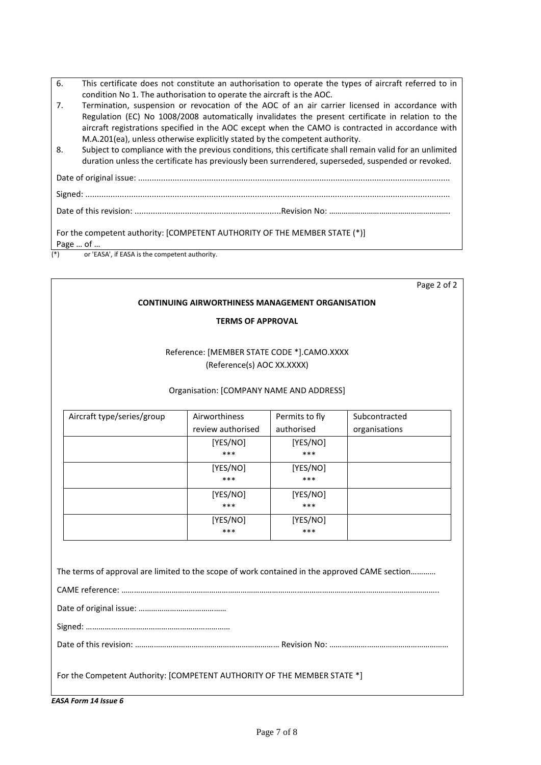6. This certificate does not constitute an authorisation to operate the types of aircraft referred to in condition No 1. The authorisation to operate the aircraft is the AOC.
7. Termination, suspension or revocation of the AOC of an air carrier licensed in accordance with Regulation (EC) No 1008/2008 automatically invalidates the present certificate in relation to the aircraft registrations specified in the AOC except when the CAMO is contracted in accordance with M.A.201(ea), unless otherwise explicitly stated by the competent authority.
8. Subject to compliance with the previous conditions, this certificate shall remain valid for an unlimited duration unless the certificate has previously been surrendered, superseded, suspended or revoked.

Date of original issue: .......................................................................................................................................

Signed: .............................................................................................................................................................

Date of this revision: ..............................................................Revision No: ……………………………………………….

For the competent authority: [COMPETENT AUTHORITY OF THE MEMBER STATE (*)]
Page … of …

(*) or 'EASA', if EASA is the competent authority.

Page 2 of 2

**CONTINUING AIRWORTHINESS MANAGEMENT ORGANISATION**

**TERMS OF APPROVAL**

Reference: [MEMBER STATE CODE *].CAMO.XXXX
(Reference(s) AOC XX.XXXX)

Organisation: [COMPANY NAME AND ADDRESS]

| Aircraft type/series/group | Airworthiness review authorised | Permits to fly authorised | Subcontracted organisations |
|---|---|---|---|
| | [YES/NO] *** | [YES/NO] *** | |
| | [YES/NO] *** | [YES/NO] *** | |
| | [YES/NO] *** | [YES/NO] *** | |
| | [YES/NO] *** | [YES/NO] *** | |

The terms of approval are limited to the scope of work contained in the approved CAME section…………

CAME reference: ………………………………………………………………………………………………………………………………….

Date of original issue: ……………………………………

Signed: ……………………………………………………………

Date of this revision: …………………………………………………………… Revision No: ……………………………………………….

For the Competent Authority: [COMPETENT AUTHORITY OF THE MEMBER STATE *]

***EASA Form 14 Issue 6***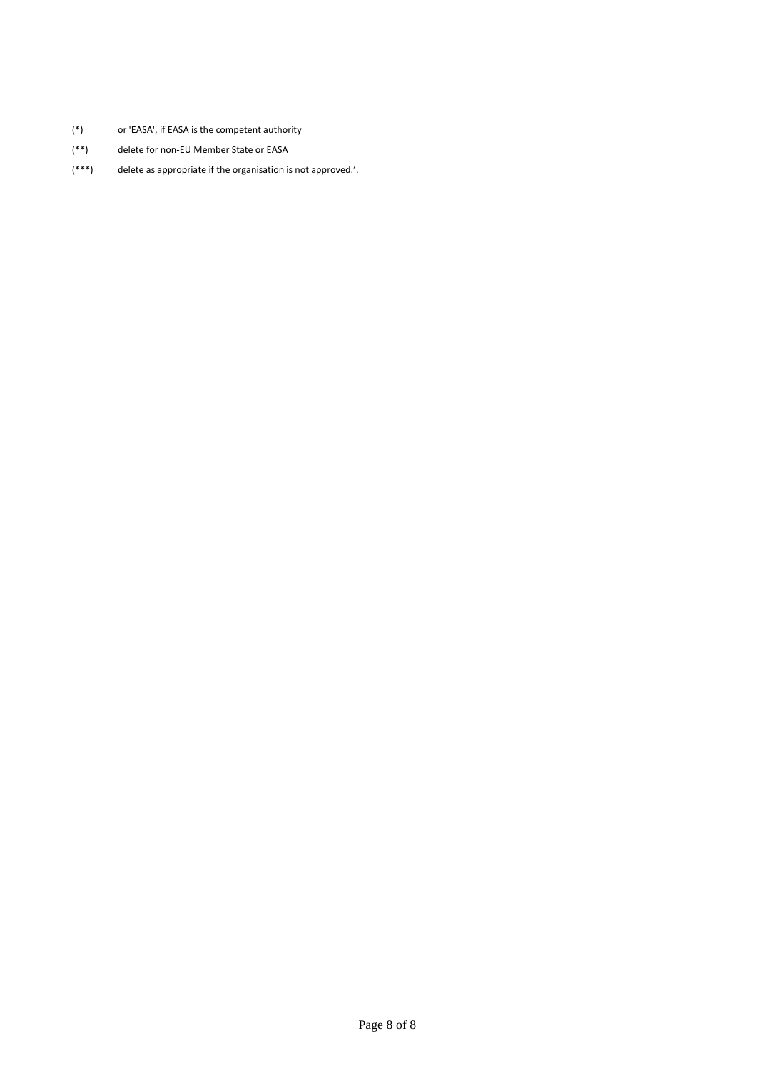(*) or 'EASA', if EASA is the competent authority

(**) delete for non-EU Member State or EASA

(***) delete as appropriate if the organisation is not approved.'.